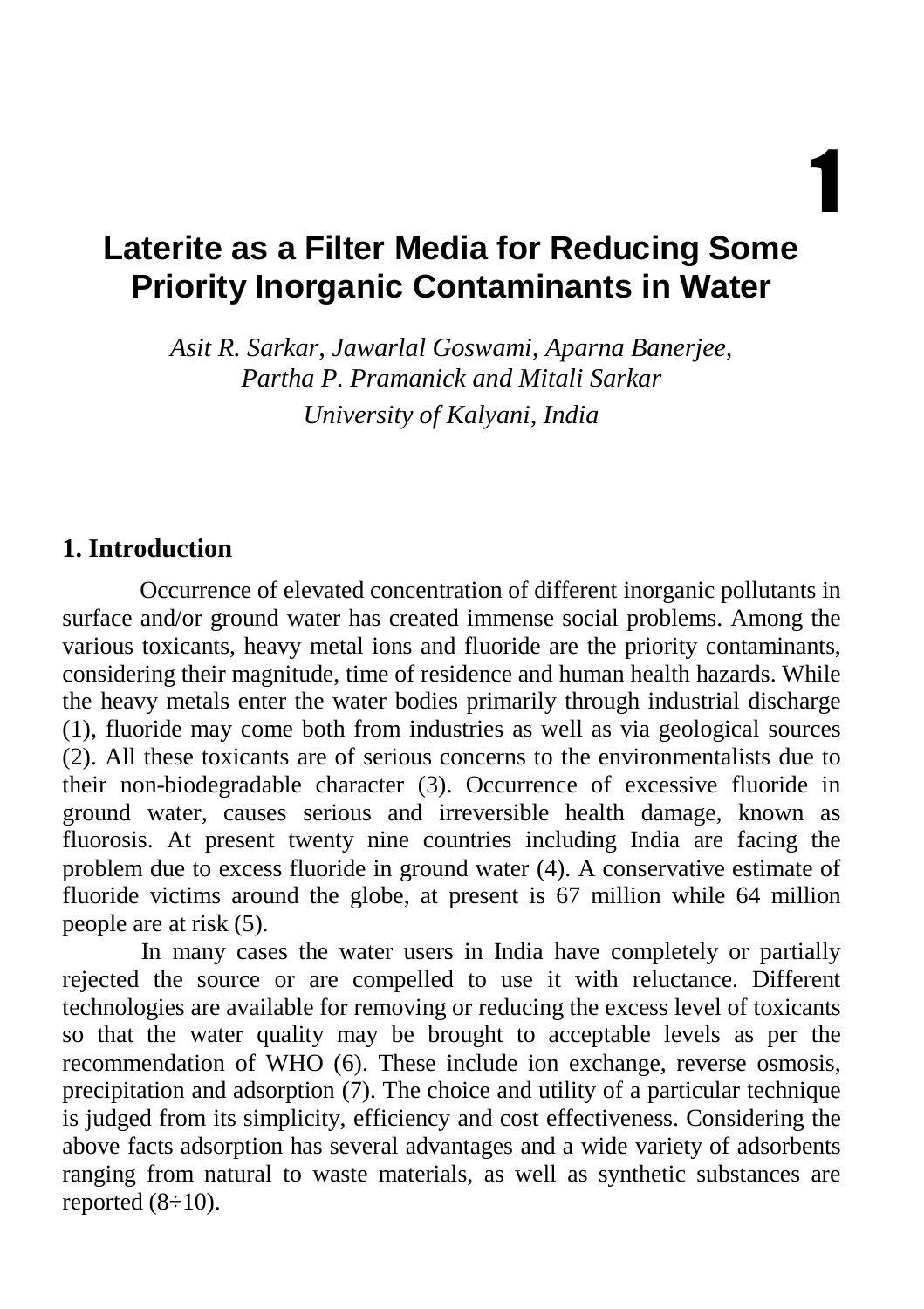# Laterite as a Filter Media for Reducing Some Priority Inorganic Contaminants in Water

*Asit R. Sarkar, Jawarlal Goswami, Aparna Banerjee, Partha P. Pramanick and Mitali Sarkar*

*University of Kalyani, India*

## 1. Introduction

Occurrence of elevated concentration of different inorganic pollutants in surface and/or ground water has created immense social problems. Among the various toxicants, heavy metal ions and fluoride are the priority contaminants, considering their magnitude, time of residence and human health hazards. While the heavy metals enter the water bodies primarily through industrial discharge (1), fluoride may come both from industries as well as via geological sources (2). All these toxicants are of serious concerns to the environmentalists due to their non-biodegradable character (3). Occurrence of excessive fluoride in ground water, causes serious and irreversible health damage, known as fluorosis. At present twenty nine countries including India are facing the problem due to excess fluoride in ground water (4). A conservative estimate of fluoride victims around the globe, at present is 67 million while 64 million people are at risk (5).

In many cases the water users in India have completely or partially rejected the source or are compelled to use it with reluctance. Different technologies are available for removing or reducing the excess level of toxicants so that the water quality may be brought to acceptable levels as per the recommendation of WHO (6). These include ion exchange, reverse osmosis, precipitation and adsorption (7). The choice and utility of a particular technique is judged from its simplicity, efficiency and cost effectiveness. Considering the above facts adsorption has several advantages and a wide variety of adsorbents ranging from natural to waste materials, as well as synthetic substances are reported (8÷10).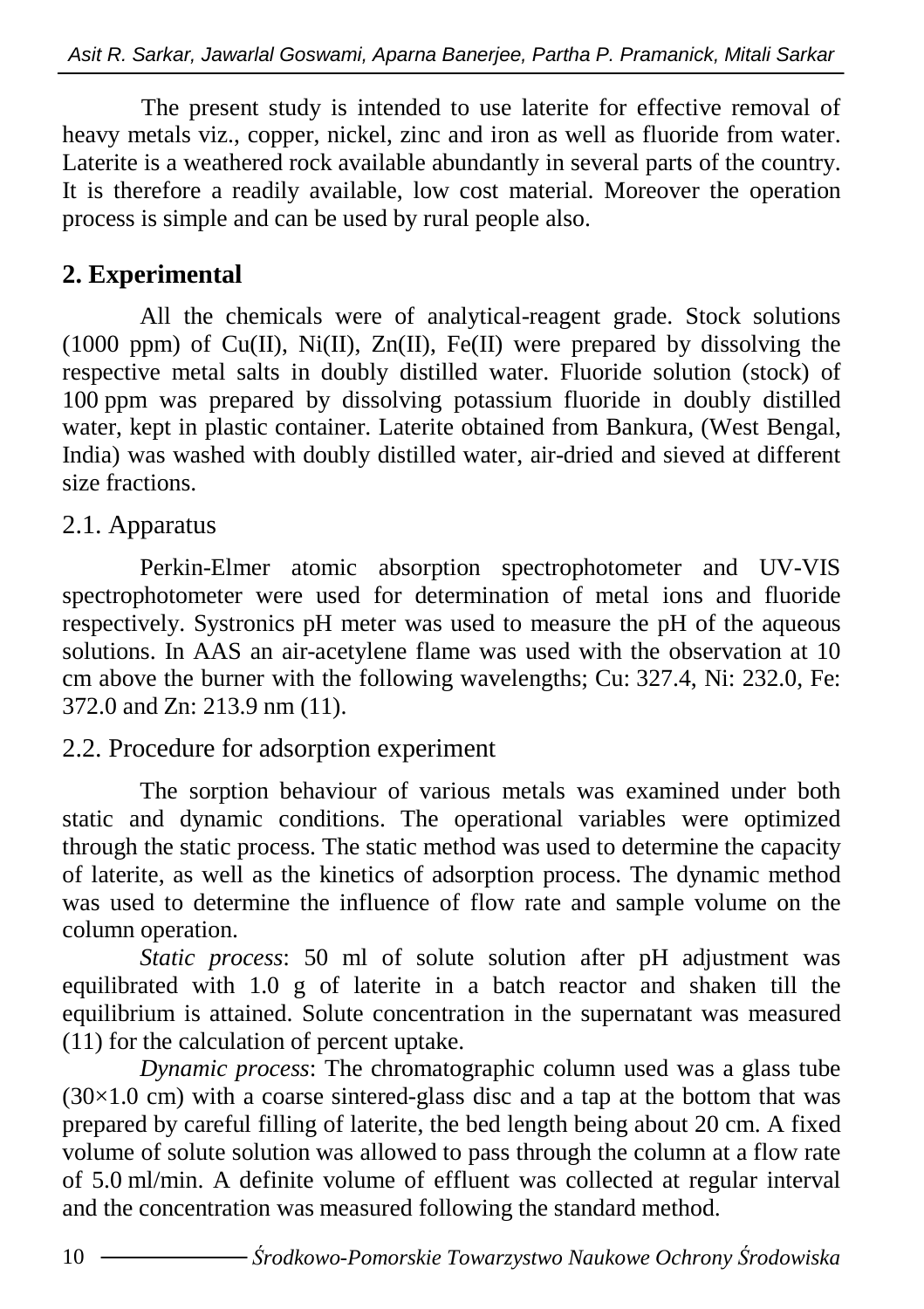The present study is intended to use laterite for effective removal of heavy metals viz., copper, nickel, zinc and iron as well as fluoride from water. Laterite is a weathered rock available abundantly in several parts of the country. It is therefore a readily available, low cost material. Moreover the operation process is simple and can be used by rural people also.

## 2. Experimental

All the chemicals were of analytical-reagent grade. Stock solutions (1000 ppm) of Cu(II), Ni(II), Zn(II), Fe(II) were prepared by dissolving the respective metal salts in doubly distilled water. Fluoride solution (stock) of 100 ppm was prepared by dissolving potassium fluoride in doubly distilled water, kept in plastic container. Laterite obtained from Bankura, (West Bengal, India) was washed with doubly distilled water, air-dried and sieved at different size fractions.

### 2.1. Apparatus

Perkin-Elmer atomic absorption spectrophotometer and UV-VIS spectrophotometer were used for determination of metal ions and fluoride respectively. Systronics pH meter was used to measure the pH of the aqueous solutions. In AAS an air-acetylene flame was used with the observation at 10 cm above the burner with the following wavelengths; Cu: 327.4, Ni: 232.0, Fe: 372.0 and Zn: 213.9 nm (11).

### 2.2. Procedure for adsorption experiment

The sorption behaviour of various metals was examined under both static and dynamic conditions. The operational variables were optimized through the static process. The static method was used to determine the capacity of laterite, as well as the kinetics of adsorption process. The dynamic method was used to determine the influence of flow rate and sample volume on the column operation.

*Static process*: 50 ml of solute solution after pH adjustment was equilibrated with 1.0 g of laterite in a batch reactor and shaken till the equilibrium is attained. Solute concentration in the supernatant was measured (11) for the calculation of percent uptake.

*Dynamic process*: The chromatographic column used was a glass tube ($30 \times 1.0$ cm) with a coarse sintered-glass disc and a tap at the bottom that was prepared by careful filling of laterite, the bed length being about 20 cm. A fixed volume of solute solution was allowed to pass through the column at a flow rate of 5.0 ml/min. A definite volume of effluent was collected at regular interval and the concentration was measured following the standard method.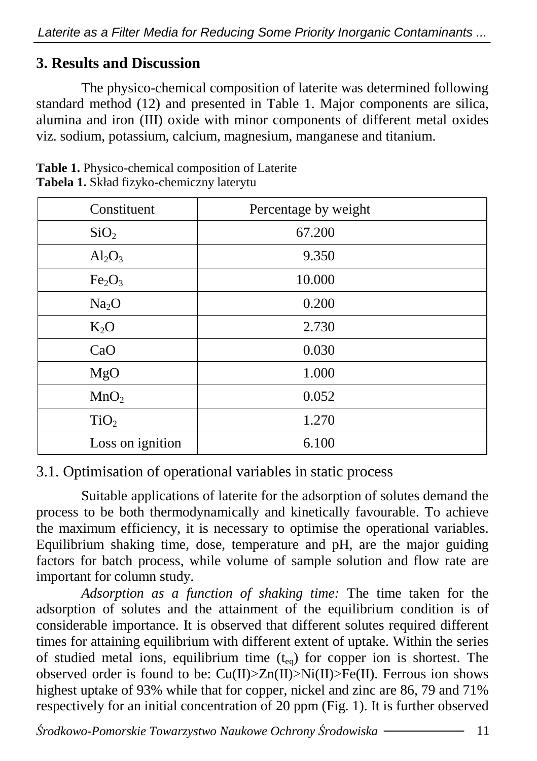## 3. Results and Discussion

The physico-chemical composition of laterite was determined following standard method (12) and presented in Table 1. Major components are silica, alumina and iron (III) oxide with minor components of different metal oxides viz. sodium, potassium, calcium, magnesium, manganese and titanium.

**Table 1.** Physico-chemical composition of Laterite
**Tabela 1.** Skład fizyko-chemiczny laterytu

| Constituent | Percentage by weight |
|---|---|
| $SiO_2$ | 67.200 |
| $Al_2O_3$ | 9.350 |
| $Fe_2O_3$ | 10.000 |
| $Na_2O$ | 0.200 |
| $K_2O$ | 2.730 |
| CaO | 0.030 |
| MgO | 1.000 |
| $MnO_2$ | 0.052 |
| $TiO_2$ | 1.270 |
| Loss on ignition | 6.100 |

### 3.1. Optimisation of operational variables in static process

Suitable applications of laterite for the adsorption of solutes demand the process to be both thermodynamically and kinetically favourable. To achieve the maximum efficiency, it is necessary to optimise the operational variables. Equilibrium shaking time, dose, temperature and pH, are the major guiding factors for batch process, while volume of sample solution and flow rate are important for column study.

*Adsorption as a function of shaking time:* The time taken for the adsorption of solutes and the attainment of the equilibrium condition is of considerable importance. It is observed that different solutes required different times for attaining equilibrium with different extent of uptake. Within the series of studied metal ions, equilibrium time ($t_{eq}$) for copper ion is shortest. The observed order is found to be: Cu(II)>Zn(II)>Ni(II)>Fe(II). Ferrous ion shows highest uptake of 93% while that for copper, nickel and zinc are 86, 79 and 71% respectively for an initial concentration of 20 ppm (Fig. 1). It is further observed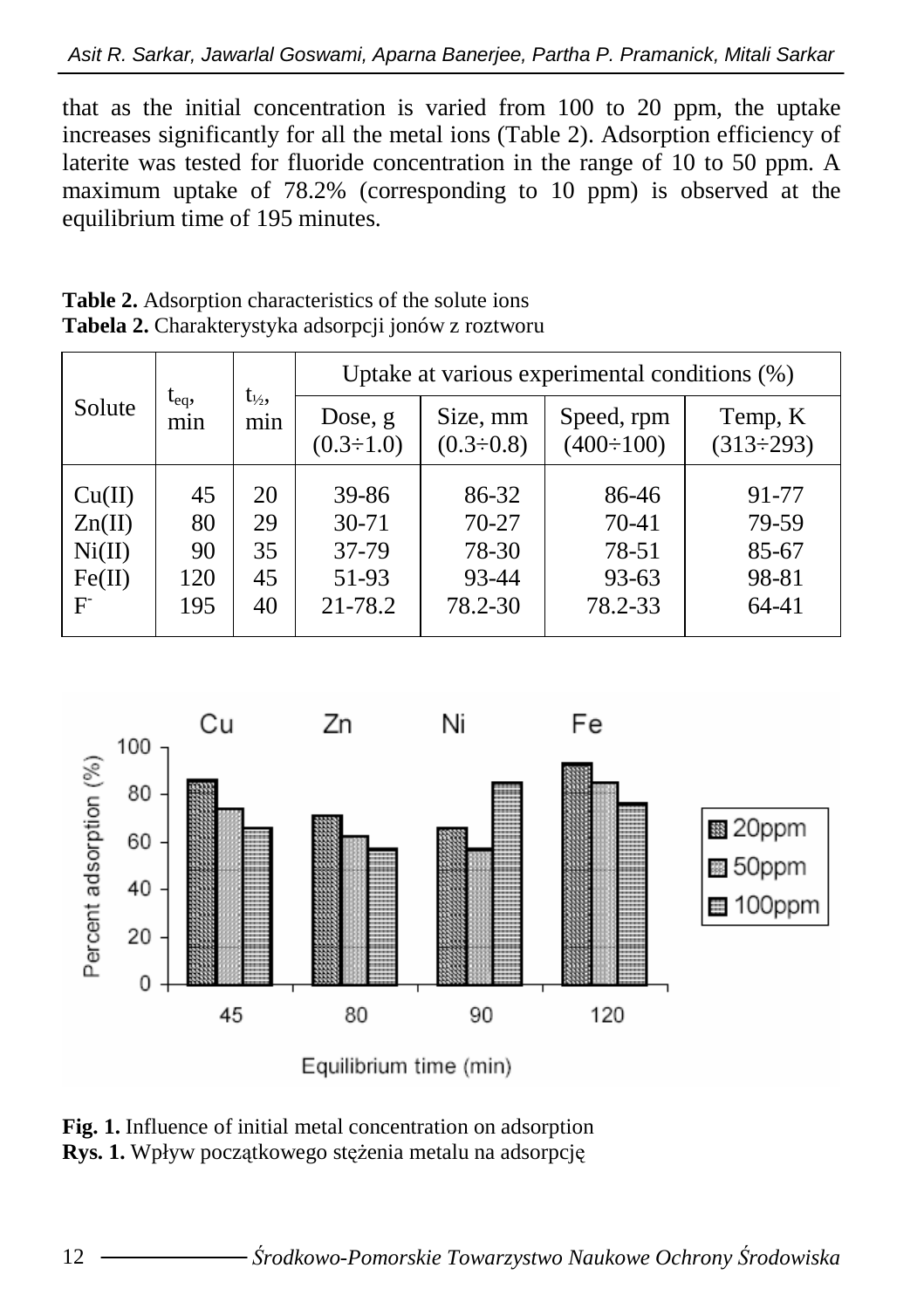that as the initial concentration is varied from 100 to 20 ppm, the uptake increases significantly for all the metal ions (Table 2). Adsorption efficiency of laterite was tested for fluoride concentration in the range of 10 to 50 ppm. A maximum uptake of 78.2% (corresponding to 10 ppm) is observed at the equilibrium time of 195 minutes.

**Table 2.** Adsorption characteristics of the solute ions
**Tabela 2.** Charakterystyka adsorpcji jonów z roztworu

| Solute | $t_{eq}$, min | $t_{½}$, min | Uptake at various experimental conditions (%) | | | |
|---|---|---|---|---|---|---|
| | | | Dose, g (0.3÷1.0) | Size, mm (0.3÷0.8) | Speed, rpm (400÷100) | Temp, K (313÷293) |
| Cu(II) | 45 | 20 | 39-86 | 86-32 | 86-46 | 91-77 |
| Zn(II) | 80 | 29 | 30-71 | 70-27 | 70-41 | 79-59 |
| Ni(II) | 90 | 35 | 37-79 | 78-30 | 78-51 | 85-67 |
| Fe(II) | 120 | 45 | 51-93 | 93-44 | 93-63 | 98-81 |
| $F^-$ | 195 | 40 | 21-78.2 | 78.2-30 | 78.2-33 | 64-41 |

**Fig. 1.** Influence of initial metal concentration on adsorption
**Rys. 1.** Wpływ początkowego stężenia metalu na adsorpcję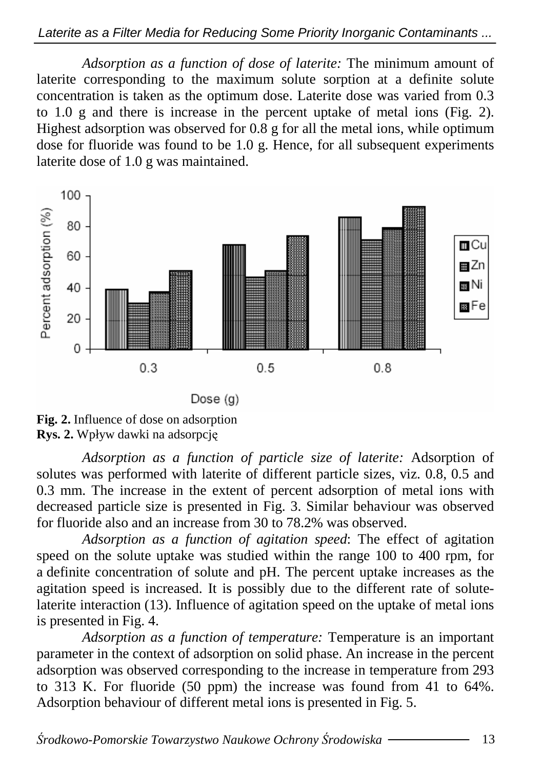*Adsorption as a function of dose of laterite:* The minimum amount of laterite corresponding to the maximum solute sorption at a definite solute concentration is taken as the optimum dose. Laterite dose was varied from 0.3 to 1.0 g and there is increase in the percent uptake of metal ions (Fig. 2). Highest adsorption was observed for 0.8 g for all the metal ions, while optimum dose for fluoride was found to be 1.0 g. Hence, for all subsequent experiments laterite dose of 1.0 g was maintained.

**Fig. 2.** Influence of dose on adsorption
**Rys. 2.** Wpływ dawki na adsorpcję

*Adsorption as a function of particle size of laterite:* Adsorption of solutes was performed with laterite of different particle sizes, viz. 0.8, 0.5 and 0.3 mm. The increase in the extent of percent adsorption of metal ions with decreased particle size is presented in Fig. 3. Similar behaviour was observed for fluoride also and an increase from 30 to 78.2% was observed.

*Adsorption as a function of agitation speed*: The effect of agitation speed on the solute uptake was studied within the range 100 to 400 rpm, for a definite concentration of solute and pH. The percent uptake increases as the agitation speed is increased. It is possibly due to the different rate of solute-laterite interaction (13). Influence of agitation speed on the uptake of metal ions is presented in Fig. 4.

*Adsorption as a function of temperature:* Temperature is an important parameter in the context of adsorption on solid phase. An increase in the percent adsorption was observed corresponding to the increase in temperature from 293 to 313 K. For fluoride (50 ppm) the increase was found from 41 to 64%. Adsorption behaviour of different metal ions is presented in Fig. 5.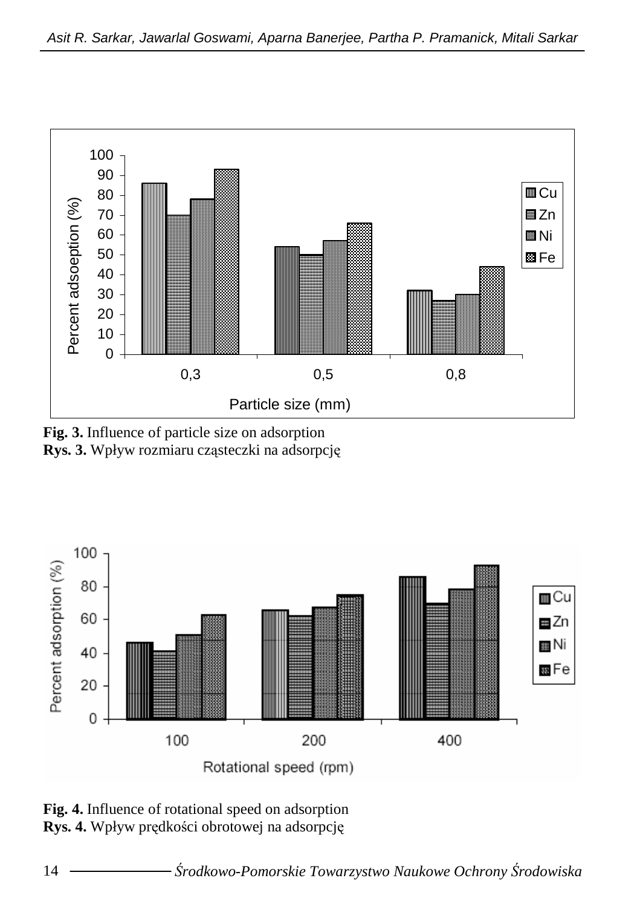**Fig. 3.** Influence of particle size on adsorption
**Rys. 3.** Wpływ rozmiaru cząsteczki na adsorpcję

**Fig. 4.** Influence of rotational speed on adsorption
**Rys. 4.** Wpływ prędkości obrotowej na adsorpcję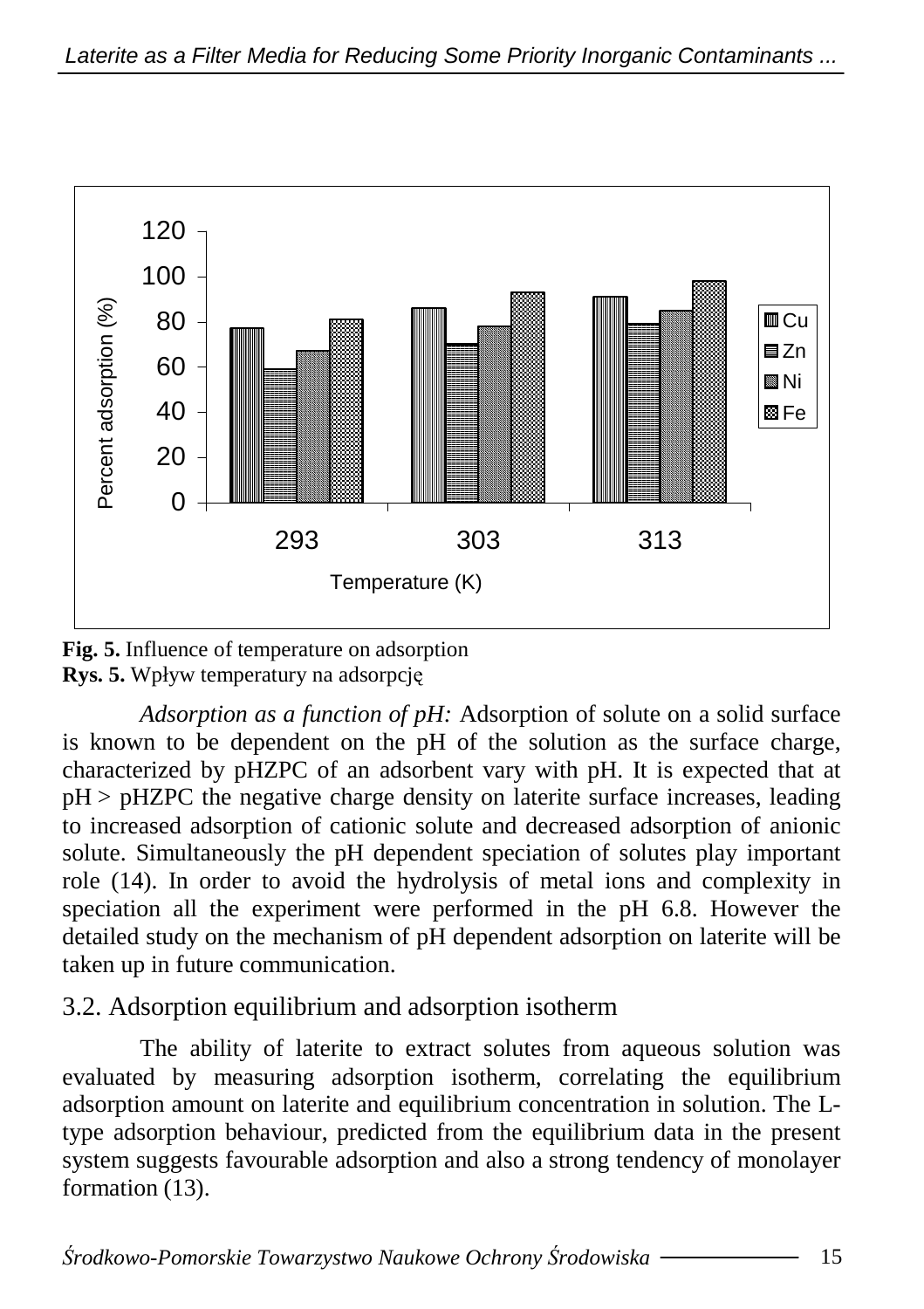**Fig. 5.** Influence of temperature on adsorption
**Rys. 5.** Wpływ temperatury na adsorpcję

*Adsorption as a function of pH:* Adsorption of solute on a solid surface is known to be dependent on the pH of the solution as the surface charge, characterized by pHZPC of an adsorbent vary with pH. It is expected that at pH > pHZPC the negative charge density on laterite surface increases, leading to increased adsorption of cationic solute and decreased adsorption of anionic solute. Simultaneously the pH dependent speciation of solutes play important role (14). In order to avoid the hydrolysis of metal ions and complexity in speciation all the experiment were performed in the pH 6.8. However the detailed study on the mechanism of pH dependent adsorption on laterite will be taken up in future communication.

## 3.2. Adsorption equilibrium and adsorption isotherm

The ability of laterite to extract solutes from aqueous solution was evaluated by measuring adsorption isotherm, correlating the equilibrium adsorption amount on laterite and equilibrium concentration in solution. The L-type adsorption behaviour, predicted from the equilibrium data in the present system suggests favourable adsorption and also a strong tendency of monolayer formation (13).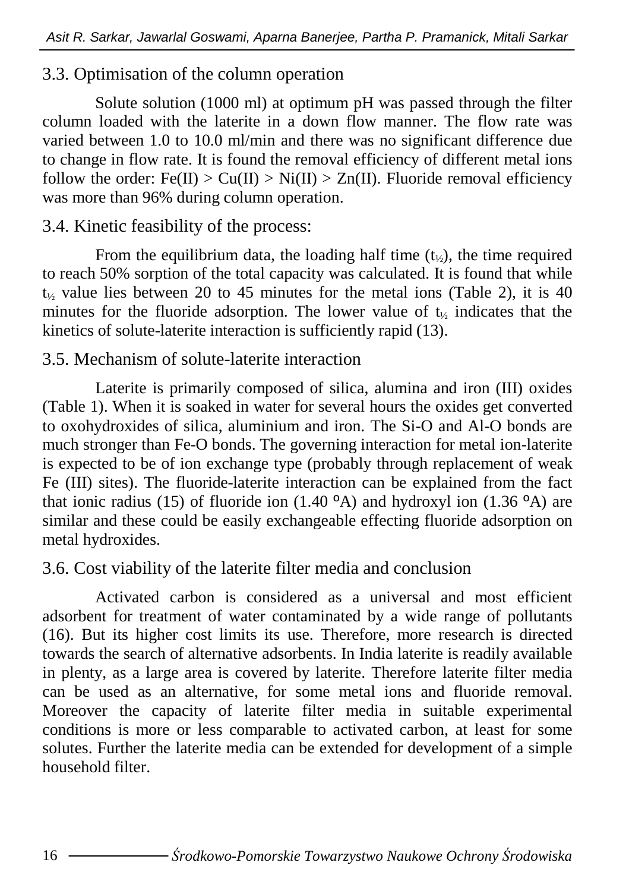## 3.3. Optimisation of the column operation

Solute solution (1000 ml) at optimum pH was passed through the filter column loaded with the laterite in a down flow manner. The flow rate was varied between 1.0 to 10.0 ml/min and there was no significant difference due to change in flow rate. It is found the removal efficiency of different metal ions follow the order: Fe(II) > Cu(II) > Ni(II) > Zn(II). Fluoride removal efficiency was more than 96% during column operation.

## 3.4. Kinetic feasibility of the process:

From the equilibrium data, the loading half time ($t_{½}$), the time required to reach 50% sorption of the total capacity was calculated. It is found that while $t_{½}$ value lies between 20 to 45 minutes for the metal ions (Table 2), it is 40 minutes for the fluoride adsorption. The lower value of $t_{½}$ indicates that the kinetics of solute-laterite interaction is sufficiently rapid (13).

## 3.5. Mechanism of solute-laterite interaction

Laterite is primarily composed of silica, alumina and iron (III) oxides (Table 1). When it is soaked in water for several hours the oxides get converted to oxohydroxides of silica, aluminium and iron. The Si-O and Al-O bonds are much stronger than Fe-O bonds. The governing interaction for metal ion-laterite is expected to be of ion exchange type (probably through replacement of weak Fe (III) sites). The fluoride-laterite interaction can be explained from the fact that ionic radius (15) of fluoride ion (1.40 °A) and hydroxyl ion (1.36 °A) are similar and these could be easily exchangeable effecting fluoride adsorption on metal hydroxides.

## 3.6. Cost viability of the laterite filter media and conclusion

Activated carbon is considered as a universal and most efficient adsorbent for treatment of water contaminated by a wide range of pollutants (16). But its higher cost limits its use. Therefore, more research is directed towards the search of alternative adsorbents. In India laterite is readily available in plenty, as a large area is covered by laterite. Therefore laterite filter media can be used as an alternative, for some metal ions and fluoride removal. Moreover the capacity of laterite filter media in suitable experimental conditions is more or less comparable to activated carbon, at least for some solutes. Further the laterite media can be extended for development of a simple household filter.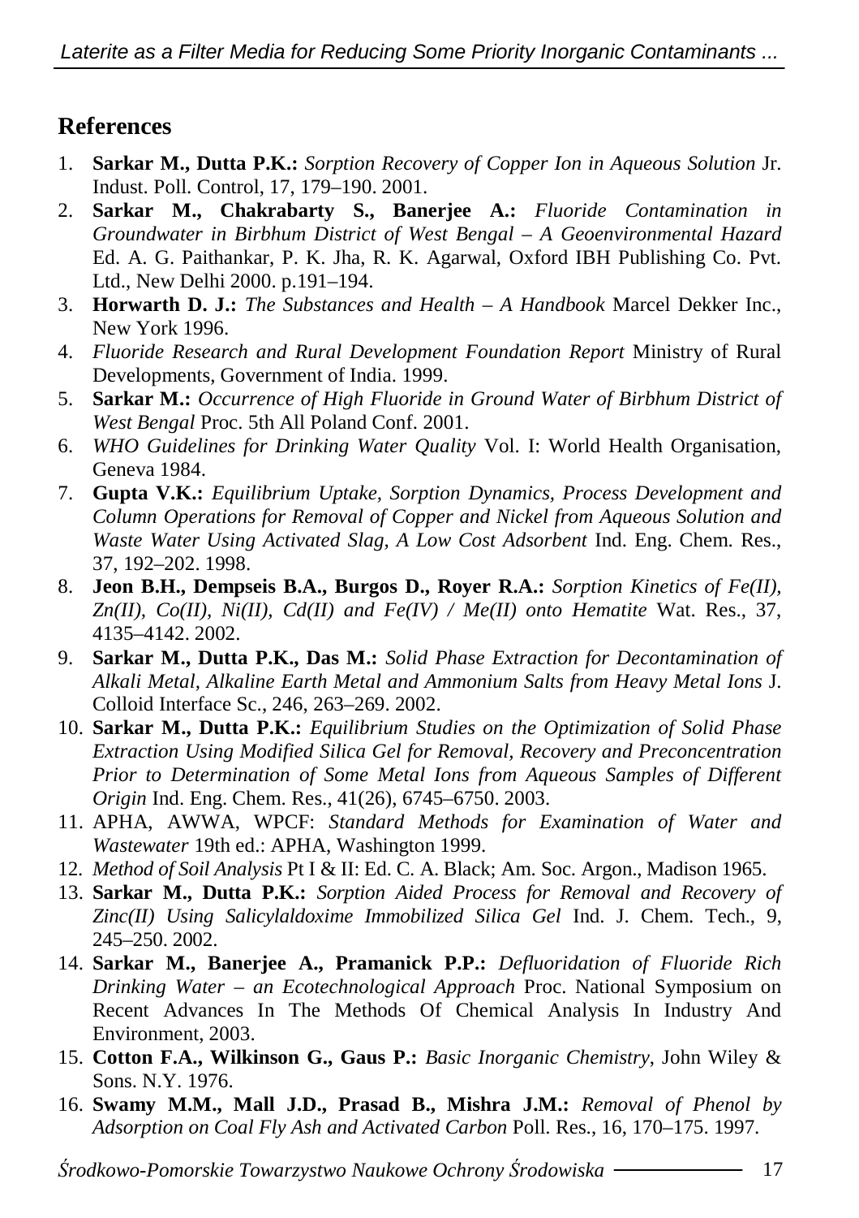## References

1. **Sarkar M., Dutta P.K.:** *Sorption Recovery of Copper Ion in Aqueous Solution* Jr. Indust. Poll. Control, 17, 179–190. 2001.
2. **Sarkar M., Chakrabarty S., Banerjee A.:** *Fluoride Contamination in Groundwater in Birbhum District of West Bengal – A Geoenvironmental Hazard* Ed. A. G. Paithankar, P. K. Jha, R. K. Agarwal, Oxford IBH Publishing Co. Pvt. Ltd., New Delhi 2000. p.191–194.
3. **Horwarth D. J.:** *The Substances and Health – A Handbook* Marcel Dekker Inc., New York 1996.
4. *Fluoride Research and Rural Development Foundation Report* Ministry of Rural Developments, Government of India. 1999.
5. **Sarkar M.:** *Occurrence of High Fluoride in Ground Water of Birbhum District of West Bengal* Proc. 5th All Poland Conf. 2001.
6. *WHO Guidelines for Drinking Water Quality* Vol. I: World Health Organisation, Geneva 1984.
7. **Gupta V.K.:** *Equilibrium Uptake, Sorption Dynamics, Process Development and Column Operations for Removal of Copper and Nickel from Aqueous Solution and Waste Water Using Activated Slag, A Low Cost Adsorbent* Ind. Eng. Chem. Res., 37, 192–202. 1998.
8. **Jeon B.H., Dempseis B.A., Burgos D., Royer R.A.:** *Sorption Kinetics of Fe(II), Zn(II), Co(II), Ni(II), Cd(II) and Fe(IV) / Me(II) onto Hematite* Wat. Res., 37, 4135–4142. 2002.
9. **Sarkar M., Dutta P.K., Das M.:** *Solid Phase Extraction for Decontamination of Alkali Metal, Alkaline Earth Metal and Ammonium Salts from Heavy Metal Ions* J. Colloid Interface Sc., 246, 263–269. 2002.
10. **Sarkar M., Dutta P.K.:** *Equilibrium Studies on the Optimization of Solid Phase Extraction Using Modified Silica Gel for Removal, Recovery and Preconcentration Prior to Determination of Some Metal Ions from Aqueous Samples of Different Origin* Ind. Eng. Chem. Res., 41(26), 6745–6750. 2003.
11. APHA, AWWA, WPCF: *Standard Methods for Examination of Water and Wastewater* 19th ed.: APHA, Washington 1999.
12. *Method of Soil Analysis* Pt I & II: Ed. C. A. Black; Am. Soc. Argon., Madison 1965.
13. **Sarkar M., Dutta P.K.:** *Sorption Aided Process for Removal and Recovery of Zinc(II) Using Salicylaldoxime Immobilized Silica Gel* Ind. J. Chem. Tech., 9, 245–250. 2002.
14. **Sarkar M., Banerjee A., Pramanick P.P.:** *Defluoridation of Fluoride Rich Drinking Water – an Ecotechnological Approach* Proc. National Symposium on Recent Advances In The Methods Of Chemical Analysis In Industry And Environment, 2003.
15. **Cotton F.A., Wilkinson G., Gaus P.:** *Basic Inorganic Chemistry*, John Wiley & Sons. N.Y. 1976.
16. **Swamy M.M., Mall J.D., Prasad B., Mishra J.M.:** *Removal of Phenol by Adsorption on Coal Fly Ash and Activated Carbon* Poll. Res., 16, 170–175. 1997.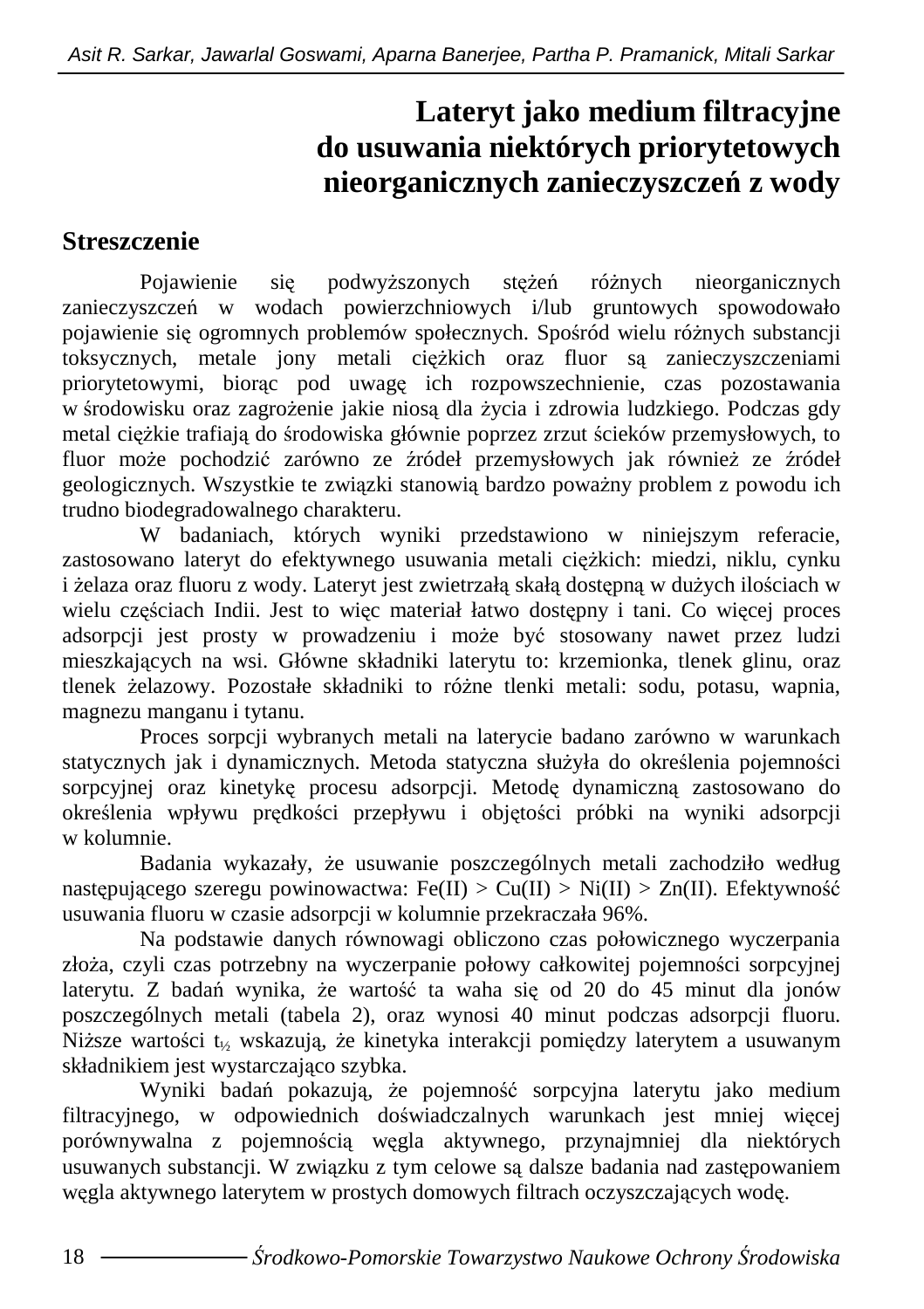# Lateryt jako medium filtracyjne do usuwania niektórych priorytetowych nieorganicznych zanieczyszczeń z wody

## Streszczenie

Pojawienie się podwyższonych stężeń różnych nieorganicznych zanieczyszczeń w wodach powierzchniowych i/lub gruntowych spowodowało pojawienie się ogromnych problemów społecznych. Spośród wielu różnych substancji toksycznych, metale jony metali ciężkich oraz fluor są zanieczyszczeniami priorytetowymi, biorąc pod uwagę ich rozpowszechnienie, czas pozostawania w środowisku oraz zagrożenie jakie niosą dla życia i zdrowia ludzkiego. Podczas gdy metal ciężkie trafiają do środowiska głównie poprzez zrzut ścieków przemysłowych, to fluor może pochodzić zarówno ze źródeł przemysłowych jak również ze źródeł geologicznych. Wszystkie te związki stanowią bardzo poważny problem z powodu ich trudno biodegradowalnego charakteru.

W badaniach, których wyniki przedstawiono w niniejszym referacie, zastosowano lateryt do efektywnego usuwania metali ciężkich: miedzi, niklu, cynku i żelaza oraz fluoru z wody. Lateryt jest zwietrzałą skałą dostępną w dużych ilościach w wielu częściach Indii. Jest to więc materiał łatwo dostępny i tani. Co więcej proces adsorpcji jest prosty w prowadzeniu i może być stosowany nawet przez ludzi mieszkających na wsi. Główne składniki laterytu to: krzemionka, tlenek glinu, oraz tlenek żelazowy. Pozostałe składniki to różne tlenki metali: sodu, potasu, wapnia, magnezu manganu i tytanu.

Proces sorpcji wybranych metali na laterycie badano zarówno w warunkach statycznych jak i dynamicznych. Metoda statyczna służyła do określenia pojemności sorpcyjnej oraz kinetykę procesu adsorpcji. Metodę dynamiczną zastosowano do określenia wpływu prędkości przepływu i objętości próbki na wyniki adsorpcji w kolumnie.

Badania wykazały, że usuwanie poszczególnych metali zachodziło według następującego szeregu powinowactwa: Fe(II) > Cu(II) > Ni(II) > Zn(II). Efektywność usuwania fluoru w czasie adsorpcji w kolumnie przekraczała 96%.

Na podstawie danych równowagi obliczono czas połowicznego wyczerpania złoża, czyli czas potrzebny na wyczerpanie połowy całkowitej pojemności sorpcyjnej laterytu. Z badań wynika, że wartość ta waha się od 20 do 45 minut dla jonów poszczególnych metali (tabela 2), oraz wynosi 40 minut podczas adsorpcji fluoru. Niższe wartości $t_{½}$ wskazują, że kinetyka interakcji pomiędzy laterytem a usuwanym składnikiem jest wystarczająco szybka.

Wyniki badań pokazują, że pojemność sorpcyjna laterytu jako medium filtracyjnego, w odpowiednich doświadczalnych warunkach jest mniej więcej porównywalna z pojemnością węgla aktywnego, przynajmniej dla niektórych usuwanych substancji. W związku z tym celowe są dalsze badania nad zastępowaniem węgla aktywnego laterytem w prostych domowych filtrach oczyszczających wodę.